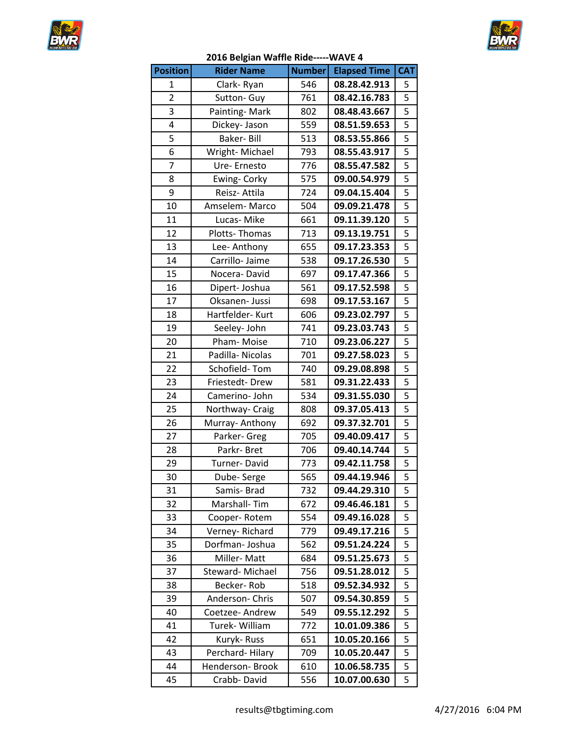## 2016 Belgian Waffle Ride-----WAVE 4

| Position | Rider Name | Number | Elapsed Time | CAT |
|---|---|---|---|---|
| 1 | Clark- Ryan | 546 | **08.28.42.913** | 5 |
| 2 | Sutton- Guy | 761 | **08.42.16.783** | 5 |
| 3 | Painting- Mark | 802 | **08.48.43.667** | 5 |
| 4 | Dickey- Jason | 559 | **08.51.59.653** | 5 |
| 5 | Baker- Bill | 513 | **08.53.55.866** | 5 |
| 6 | Wright- Michael | 793 | **08.55.43.917** | 5 |
| 7 | Ure- Ernesto | 776 | **08.55.47.582** | 5 |
| 8 | Ewing- Corky | 575 | **09.00.54.979** | 5 |
| 9 | Reisz- Attila | 724 | **09.04.15.404** | 5 |
| 10 | Amselem- Marco | 504 | **09.09.21.478** | 5 |
| 11 | Lucas- Mike | 661 | **09.11.39.120** | 5 |
| 12 | Plotts- Thomas | 713 | **09.13.19.751** | 5 |
| 13 | Lee- Anthony | 655 | **09.17.23.353** | 5 |
| 14 | Carrillo- Jaime | 538 | **09.17.26.530** | 5 |
| 15 | Nocera- David | 697 | **09.17.47.366** | 5 |
| 16 | Dipert- Joshua | 561 | **09.17.52.598** | 5 |
| 17 | Oksanen- Jussi | 698 | **09.17.53.167** | 5 |
| 18 | Hartfelder- Kurt | 606 | **09.23.02.797** | 5 |
| 19 | Seeley- John | 741 | **09.23.03.743** | 5 |
| 20 | Pham- Moise | 710 | **09.23.06.227** | 5 |
| 21 | Padilla- Nicolas | 701 | **09.27.58.023** | 5 |
| 22 | Schofield- Tom | 740 | **09.29.08.898** | 5 |
| 23 | Friestedt- Drew | 581 | **09.31.22.433** | 5 |
| 24 | Camerino- John | 534 | **09.31.55.030** | 5 |
| 25 | Northway- Craig | 808 | **09.37.05.413** | 5 |
| 26 | Murray- Anthony | 692 | **09.37.32.701** | 5 |
| 27 | Parker- Greg | 705 | **09.40.09.417** | 5 |
| 28 | Parkr- Bret | 706 | **09.40.14.744** | 5 |
| 29 | Turner- David | 773 | **09.42.11.758** | 5 |
| 30 | Dube- Serge | 565 | **09.44.19.946** | 5 |
| 31 | Samis- Brad | 732 | **09.44.29.310** | 5 |
| 32 | Marshall- Tim | 672 | **09.46.46.181** | 5 |
| 33 | Cooper- Rotem | 554 | **09.49.16.028** | 5 |
| 34 | Verney- Richard | 779 | **09.49.17.216** | 5 |
| 35 | Dorfman- Joshua | 562 | **09.51.24.224** | 5 |
| 36 | Miller- Matt | 684 | **09.51.25.673** | 5 |
| 37 | Steward- Michael | 756 | **09.51.28.012** | 5 |
| 38 | Becker- Rob | 518 | **09.52.34.932** | 5 |
| 39 | Anderson- Chris | 507 | **09.54.30.859** | 5 |
| 40 | Coetzee- Andrew | 549 | **09.55.12.292** | 5 |
| 41 | Turek- William | 772 | **10.01.09.386** | 5 |
| 42 | Kuryk- Russ | 651 | **10.05.20.166** | 5 |
| 43 | Perchard- Hilary | 709 | **10.05.20.447** | 5 |
| 44 | Henderson- Brook | 610 | **10.06.58.735** | 5 |
| 45 | Crabb- David | 556 | **10.07.00.630** | 5 |

results@tbgtiming.com 4/27/2016 6:04 PM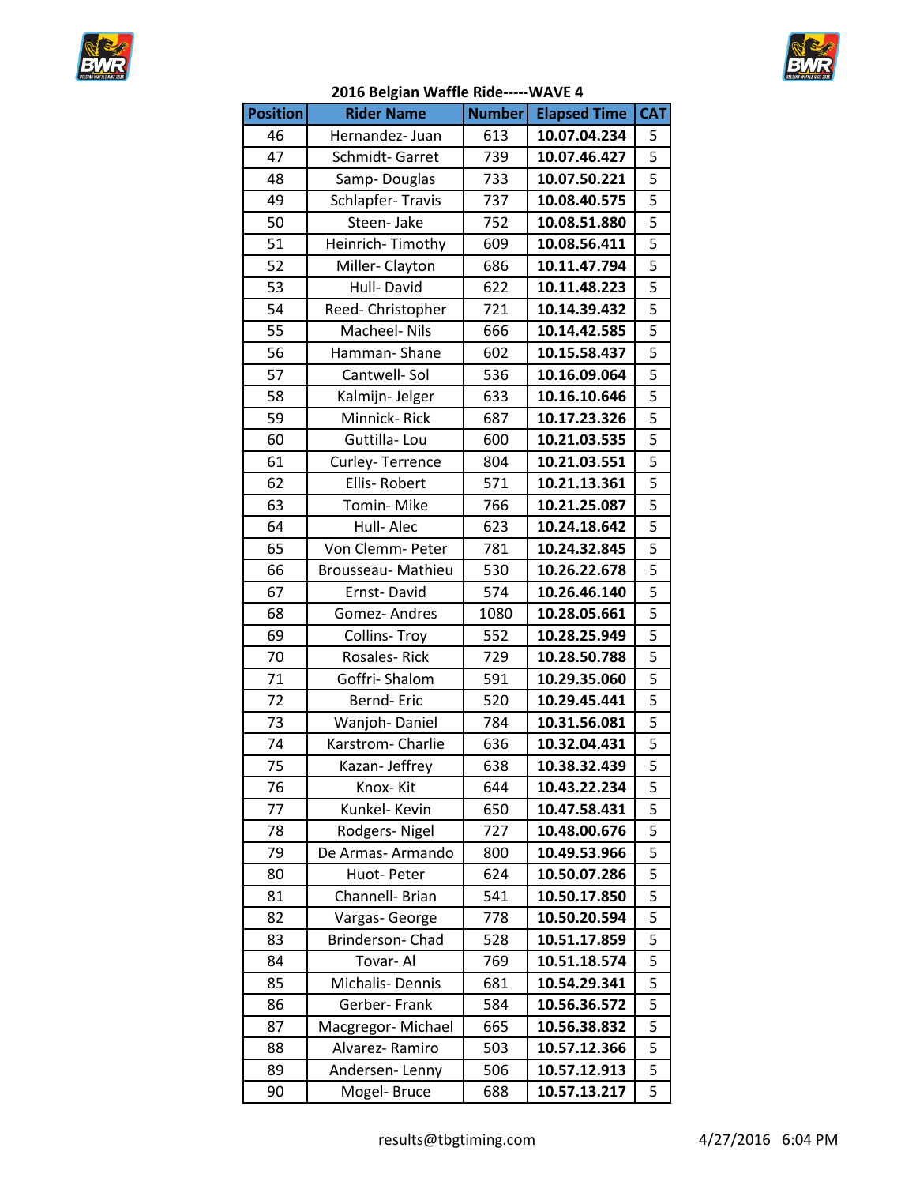## 2016 Belgian Waffle Ride-----WAVE 4

| Position | Rider Name | Number | Elapsed Time | CAT |
|---|---|---|---|---|
| 46 | Hernandez- Juan | 613 | **10.07.04.234** | 5 |
| 47 | Schmidt- Garret | 739 | **10.07.46.427** | 5 |
| 48 | Samp- Douglas | 733 | **10.07.50.221** | 5 |
| 49 | Schlapfer- Travis | 737 | **10.08.40.575** | 5 |
| 50 | Steen- Jake | 752 | **10.08.51.880** | 5 |
| 51 | Heinrich- Timothy | 609 | **10.08.56.411** | 5 |
| 52 | Miller- Clayton | 686 | **10.11.47.794** | 5 |
| 53 | Hull- David | 622 | **10.11.48.223** | 5 |
| 54 | Reed- Christopher | 721 | **10.14.39.432** | 5 |
| 55 | Macheel- Nils | 666 | **10.14.42.585** | 5 |
| 56 | Hamman- Shane | 602 | **10.15.58.437** | 5 |
| 57 | Cantwell- Sol | 536 | **10.16.09.064** | 5 |
| 58 | Kalmijn- Jelger | 633 | **10.16.10.646** | 5 |
| 59 | Minnick- Rick | 687 | **10.17.23.326** | 5 |
| 60 | Guttilla- Lou | 600 | **10.21.03.535** | 5 |
| 61 | Curley- Terrence | 804 | **10.21.03.551** | 5 |
| 62 | Ellis- Robert | 571 | **10.21.13.361** | 5 |
| 63 | Tomin- Mike | 766 | **10.21.25.087** | 5 |
| 64 | Hull- Alec | 623 | **10.24.18.642** | 5 |
| 65 | Von Clemm- Peter | 781 | **10.24.32.845** | 5 |
| 66 | Brousseau- Mathieu | 530 | **10.26.22.678** | 5 |
| 67 | Ernst- David | 574 | **10.26.46.140** | 5 |
| 68 | Gomez- Andres | 1080 | **10.28.05.661** | 5 |
| 69 | Collins- Troy | 552 | **10.28.25.949** | 5 |
| 70 | Rosales- Rick | 729 | **10.28.50.788** | 5 |
| 71 | Goffri- Shalom | 591 | **10.29.35.060** | 5 |
| 72 | Bernd- Eric | 520 | **10.29.45.441** | 5 |
| 73 | Wanjoh- Daniel | 784 | **10.31.56.081** | 5 |
| 74 | Karstrom- Charlie | 636 | **10.32.04.431** | 5 |
| 75 | Kazan- Jeffrey | 638 | **10.38.32.439** | 5 |
| 76 | Knox- Kit | 644 | **10.43.22.234** | 5 |
| 77 | Kunkel- Kevin | 650 | **10.47.58.431** | 5 |
| 78 | Rodgers- Nigel | 727 | **10.48.00.676** | 5 |
| 79 | De Armas- Armando | 800 | **10.49.53.966** | 5 |
| 80 | Huot- Peter | 624 | **10.50.07.286** | 5 |
| 81 | Channell- Brian | 541 | **10.50.17.850** | 5 |
| 82 | Vargas- George | 778 | **10.50.20.594** | 5 |
| 83 | Brinderson- Chad | 528 | **10.51.17.859** | 5 |
| 84 | Tovar- Al | 769 | **10.51.18.574** | 5 |
| 85 | Michalis- Dennis | 681 | **10.54.29.341** | 5 |
| 86 | Gerber- Frank | 584 | **10.56.36.572** | 5 |
| 87 | Macgregor- Michael | 665 | **10.56.38.832** | 5 |
| 88 | Alvarez- Ramiro | 503 | **10.57.12.366** | 5 |
| 89 | Andersen- Lenny | 506 | **10.57.12.913** | 5 |
| 90 | Mogel- Bruce | 688 | **10.57.13.217** | 5 |

results@tbgtiming.com 4/27/2016 6:04 PM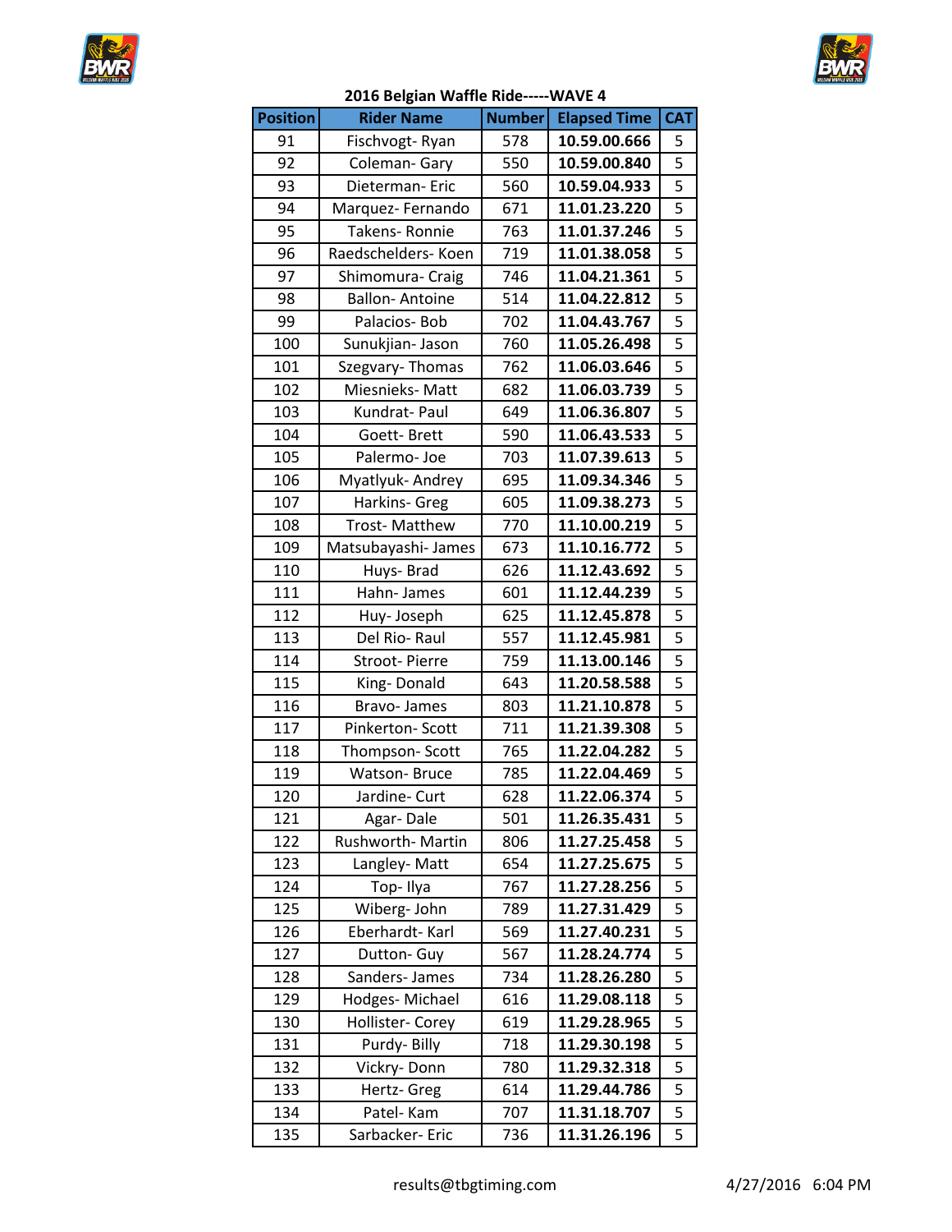## 2016 Belgian Waffle Ride-----WAVE 4

| Position | Rider Name | Number | Elapsed Time | CAT |
|---|---|---|---|---|
| 91 | Fischvogt- Ryan | 578 | **10.59.00.666** | 5 |
| 92 | Coleman- Gary | 550 | **10.59.00.840** | 5 |
| 93 | Dieterman- Eric | 560 | **10.59.04.933** | 5 |
| 94 | Marquez- Fernando | 671 | **11.01.23.220** | 5 |
| 95 | Takens- Ronnie | 763 | **11.01.37.246** | 5 |
| 96 | Raedschelders- Koen | 719 | **11.01.38.058** | 5 |
| 97 | Shimomura- Craig | 746 | **11.04.21.361** | 5 |
| 98 | Ballon- Antoine | 514 | **11.04.22.812** | 5 |
| 99 | Palacios- Bob | 702 | **11.04.43.767** | 5 |
| 100 | Sunukjian- Jason | 760 | **11.05.26.498** | 5 |
| 101 | Szegvary- Thomas | 762 | **11.06.03.646** | 5 |
| 102 | Miesnieks- Matt | 682 | **11.06.03.739** | 5 |
| 103 | Kundrat- Paul | 649 | **11.06.36.807** | 5 |
| 104 | Goett- Brett | 590 | **11.06.43.533** | 5 |
| 105 | Palermo- Joe | 703 | **11.07.39.613** | 5 |
| 106 | Myatlyuk- Andrey | 695 | **11.09.34.346** | 5 |
| 107 | Harkins- Greg | 605 | **11.09.38.273** | 5 |
| 108 | Trost- Matthew | 770 | **11.10.00.219** | 5 |
| 109 | Matsubayashi- James | 673 | **11.10.16.772** | 5 |
| 110 | Huys- Brad | 626 | **11.12.43.692** | 5 |
| 111 | Hahn- James | 601 | **11.12.44.239** | 5 |
| 112 | Huy- Joseph | 625 | **11.12.45.878** | 5 |
| 113 | Del Rio- Raul | 557 | **11.12.45.981** | 5 |
| 114 | Stroot- Pierre | 759 | **11.13.00.146** | 5 |
| 115 | King- Donald | 643 | **11.20.58.588** | 5 |
| 116 | Bravo- James | 803 | **11.21.10.878** | 5 |
| 117 | Pinkerton- Scott | 711 | **11.21.39.308** | 5 |
| 118 | Thompson- Scott | 765 | **11.22.04.282** | 5 |
| 119 | Watson- Bruce | 785 | **11.22.04.469** | 5 |
| 120 | Jardine- Curt | 628 | **11.22.06.374** | 5 |
| 121 | Agar- Dale | 501 | **11.26.35.431** | 5 |
| 122 | Rushworth- Martin | 806 | **11.27.25.458** | 5 |
| 123 | Langley- Matt | 654 | **11.27.25.675** | 5 |
| 124 | Top- Ilya | 767 | **11.27.28.256** | 5 |
| 125 | Wiberg- John | 789 | **11.27.31.429** | 5 |
| 126 | Eberhardt- Karl | 569 | **11.27.40.231** | 5 |
| 127 | Dutton- Guy | 567 | **11.28.24.774** | 5 |
| 128 | Sanders- James | 734 | **11.28.26.280** | 5 |
| 129 | Hodges- Michael | 616 | **11.29.08.118** | 5 |
| 130 | Hollister- Corey | 619 | **11.29.28.965** | 5 |
| 131 | Purdy- Billy | 718 | **11.29.30.198** | 5 |
| 132 | Vickry- Donn | 780 | **11.29.32.318** | 5 |
| 133 | Hertz- Greg | 614 | **11.29.44.786** | 5 |
| 134 | Patel- Kam | 707 | **11.31.18.707** | 5 |
| 135 | Sarbacker- Eric | 736 | **11.31.26.196** | 5 |

results@tbgtiming.com 4/27/2016 6:04 PM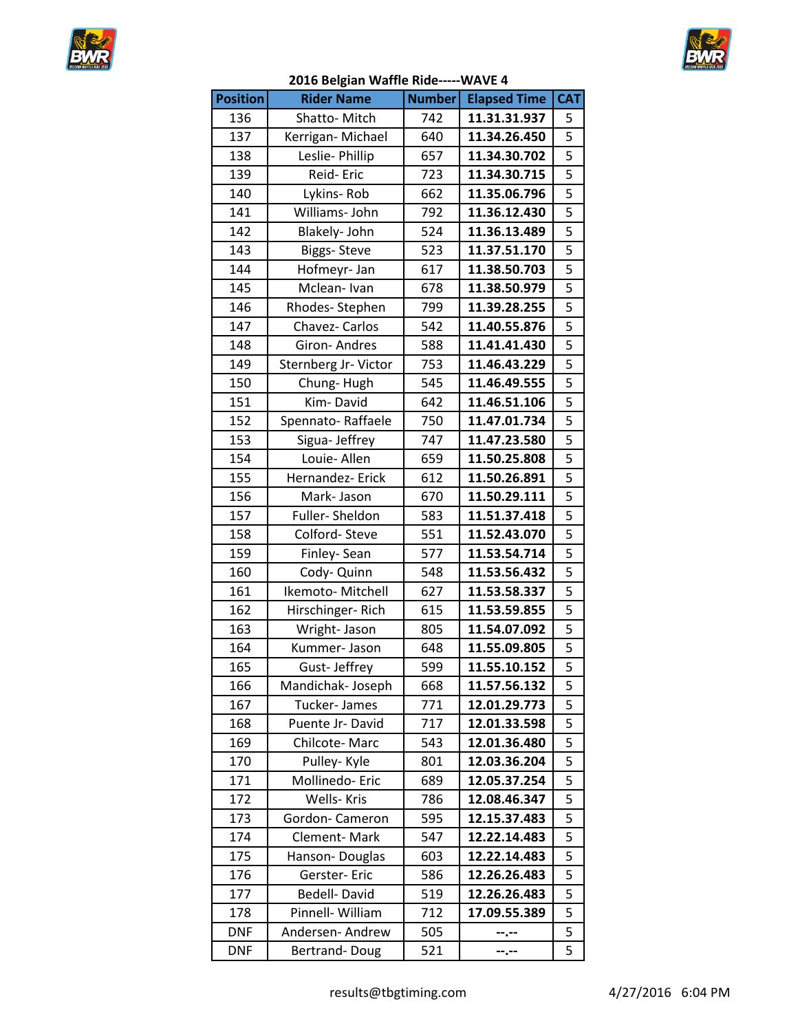## 2016 Belgian Waffle Ride-----WAVE 4

| Position | Rider Name | Number | Elapsed Time | CAT |
|---|---|---|---|---|
| 136 | Shatto- Mitch | 742 | **11.31.31.937** | 5 |
| 137 | Kerrigan- Michael | 640 | **11.34.26.450** | 5 |
| 138 | Leslie- Phillip | 657 | **11.34.30.702** | 5 |
| 139 | Reid- Eric | 723 | **11.34.30.715** | 5 |
| 140 | Lykins- Rob | 662 | **11.35.06.796** | 5 |
| 141 | Williams- John | 792 | **11.36.12.430** | 5 |
| 142 | Blakely- John | 524 | **11.36.13.489** | 5 |
| 143 | Biggs- Steve | 523 | **11.37.51.170** | 5 |
| 144 | Hofmeyr- Jan | 617 | **11.38.50.703** | 5 |
| 145 | Mclean- Ivan | 678 | **11.38.50.979** | 5 |
| 146 | Rhodes- Stephen | 799 | **11.39.28.255** | 5 |
| 147 | Chavez- Carlos | 542 | **11.40.55.876** | 5 |
| 148 | Giron- Andres | 588 | **11.41.41.430** | 5 |
| 149 | Sternberg Jr- Victor | 753 | **11.46.43.229** | 5 |
| 150 | Chung- Hugh | 545 | **11.46.49.555** | 5 |
| 151 | Kim- David | 642 | **11.46.51.106** | 5 |
| 152 | Spennato- Raffaele | 750 | **11.47.01.734** | 5 |
| 153 | Sigua- Jeffrey | 747 | **11.47.23.580** | 5 |
| 154 | Louie- Allen | 659 | **11.50.25.808** | 5 |
| 155 | Hernandez- Erick | 612 | **11.50.26.891** | 5 |
| 156 | Mark- Jason | 670 | **11.50.29.111** | 5 |
| 157 | Fuller- Sheldon | 583 | **11.51.37.418** | 5 |
| 158 | Colford- Steve | 551 | **11.52.43.070** | 5 |
| 159 | Finley- Sean | 577 | **11.53.54.714** | 5 |
| 160 | Cody- Quinn | 548 | **11.53.56.432** | 5 |
| 161 | Ikemoto- Mitchell | 627 | **11.53.58.337** | 5 |
| 162 | Hirschinger- Rich | 615 | **11.53.59.855** | 5 |
| 163 | Wright- Jason | 805 | **11.54.07.092** | 5 |
| 164 | Kummer- Jason | 648 | **11.55.09.805** | 5 |
| 165 | Gust- Jeffrey | 599 | **11.55.10.152** | 5 |
| 166 | Mandichak- Joseph | 668 | **11.57.56.132** | 5 |
| 167 | Tucker- James | 771 | **12.01.29.773** | 5 |
| 168 | Puente Jr- David | 717 | **12.01.33.598** | 5 |
| 169 | Chilcote- Marc | 543 | **12.01.36.480** | 5 |
| 170 | Pulley- Kyle | 801 | **12.03.36.204** | 5 |
| 171 | Mollinedo- Eric | 689 | **12.05.37.254** | 5 |
| 172 | Wells- Kris | 786 | **12.08.46.347** | 5 |
| 173 | Gordon- Cameron | 595 | **12.15.37.483** | 5 |
| 174 | Clement- Mark | 547 | **12.22.14.483** | 5 |
| 175 | Hanson- Douglas | 603 | **12.22.14.483** | 5 |
| 176 | Gerster- Eric | 586 | **12.26.26.483** | 5 |
| 177 | Bedell- David | 519 | **12.26.26.483** | 5 |
| 178 | Pinnell- William | 712 | **17.09.55.389** | 5 |
| DNF | Andersen- Andrew | 505 | **--.--** | 5 |
| DNF | Bertrand- Doug | 521 | **--.--** | 5 |

results@tbgtiming.com

4/27/2016 6:04 PM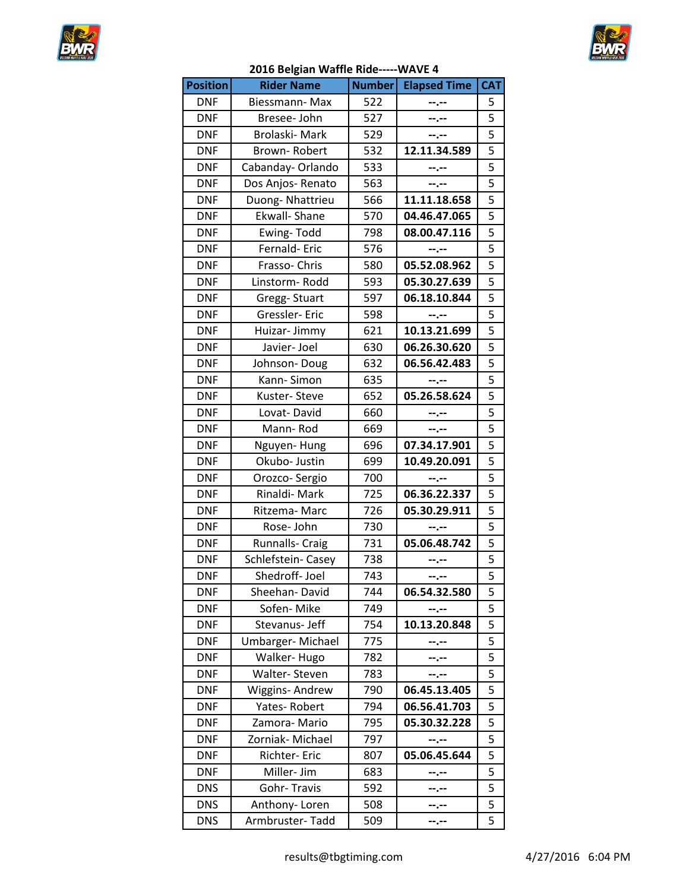## 2016 Belgian Waffle Ride-----WAVE 4

| Position | Rider Name | Number | Elapsed Time | CAT |
|---|---|---|---|---|
| DNF | Biessmann- Max | 522 | --.-- | 5 |
| DNF | Bresee- John | 527 | --.-- | 5 |
| DNF | Brolaski- Mark | 529 | --.-- | 5 |
| DNF | Brown- Robert | 532 | **12.11.34.589** | 5 |
| DNF | Cabanday- Orlando | 533 | --.-- | 5 |
| DNF | Dos Anjos- Renato | 563 | --.-- | 5 |
| DNF | Duong- Nhattrieu | 566 | **11.11.18.658** | 5 |
| DNF | Ekwall- Shane | 570 | **04.46.47.065** | 5 |
| DNF | Ewing- Todd | 798 | **08.00.47.116** | 5 |
| DNF | Fernald- Eric | 576 | --.-- | 5 |
| DNF | Frasso- Chris | 580 | **05.52.08.962** | 5 |
| DNF | Linstorm- Rodd | 593 | **05.30.27.639** | 5 |
| DNF | Gregg- Stuart | 597 | **06.18.10.844** | 5 |
| DNF | Gressler- Eric | 598 | --.-- | 5 |
| DNF | Huizar- Jimmy | 621 | **10.13.21.699** | 5 |
| DNF | Javier- Joel | 630 | **06.26.30.620** | 5 |
| DNF | Johnson- Doug | 632 | **06.56.42.483** | 5 |
| DNF | Kann- Simon | 635 | --.-- | 5 |
| DNF | Kuster- Steve | 652 | **05.26.58.624** | 5 |
| DNF | Lovat- David | 660 | --.-- | 5 |
| DNF | Mann- Rod | 669 | --.-- | 5 |
| DNF | Nguyen- Hung | 696 | **07.34.17.901** | 5 |
| DNF | Okubo- Justin | 699 | **10.49.20.091** | 5 |
| DNF | Orozco- Sergio | 700 | --.-- | 5 |
| DNF | Rinaldi- Mark | 725 | **06.36.22.337** | 5 |
| DNF | Ritzema- Marc | 726 | **05.30.29.911** | 5 |
| DNF | Rose- John | 730 | --.-- | 5 |
| DNF | Runnalls- Craig | 731 | **05.06.48.742** | 5 |
| DNF | Schlefstein- Casey | 738 | --.-- | 5 |
| DNF | Shedroff- Joel | 743 | --.-- | 5 |
| DNF | Sheehan- David | 744 | **06.54.32.580** | 5 |
| DNF | Sofen- Mike | 749 | --.-- | 5 |
| DNF | Stevanus- Jeff | 754 | **10.13.20.848** | 5 |
| DNF | Umbarger- Michael | 775 | --.-- | 5 |
| DNF | Walker- Hugo | 782 | --.-- | 5 |
| DNF | Walter- Steven | 783 | --.-- | 5 |
| DNF | Wiggins- Andrew | 790 | **06.45.13.405** | 5 |
| DNF | Yates- Robert | 794 | **06.56.41.703** | 5 |
| DNF | Zamora- Mario | 795 | **05.30.32.228** | 5 |
| DNF | Zorniak- Michael | 797 | --.-- | 5 |
| DNF | Richter- Eric | 807 | **05.06.45.644** | 5 |
| DNF | Miller- Jim | 683 | --.-- | 5 |
| DNS | Gohr- Travis | 592 | --.-- | 5 |
| DNS | Anthony- Loren | 508 | --.-- | 5 |
| DNS | Armbruster- Tadd | 509 | --.-- | 5 |

results@tbgtiming.com 4/27/2016 6:04 PM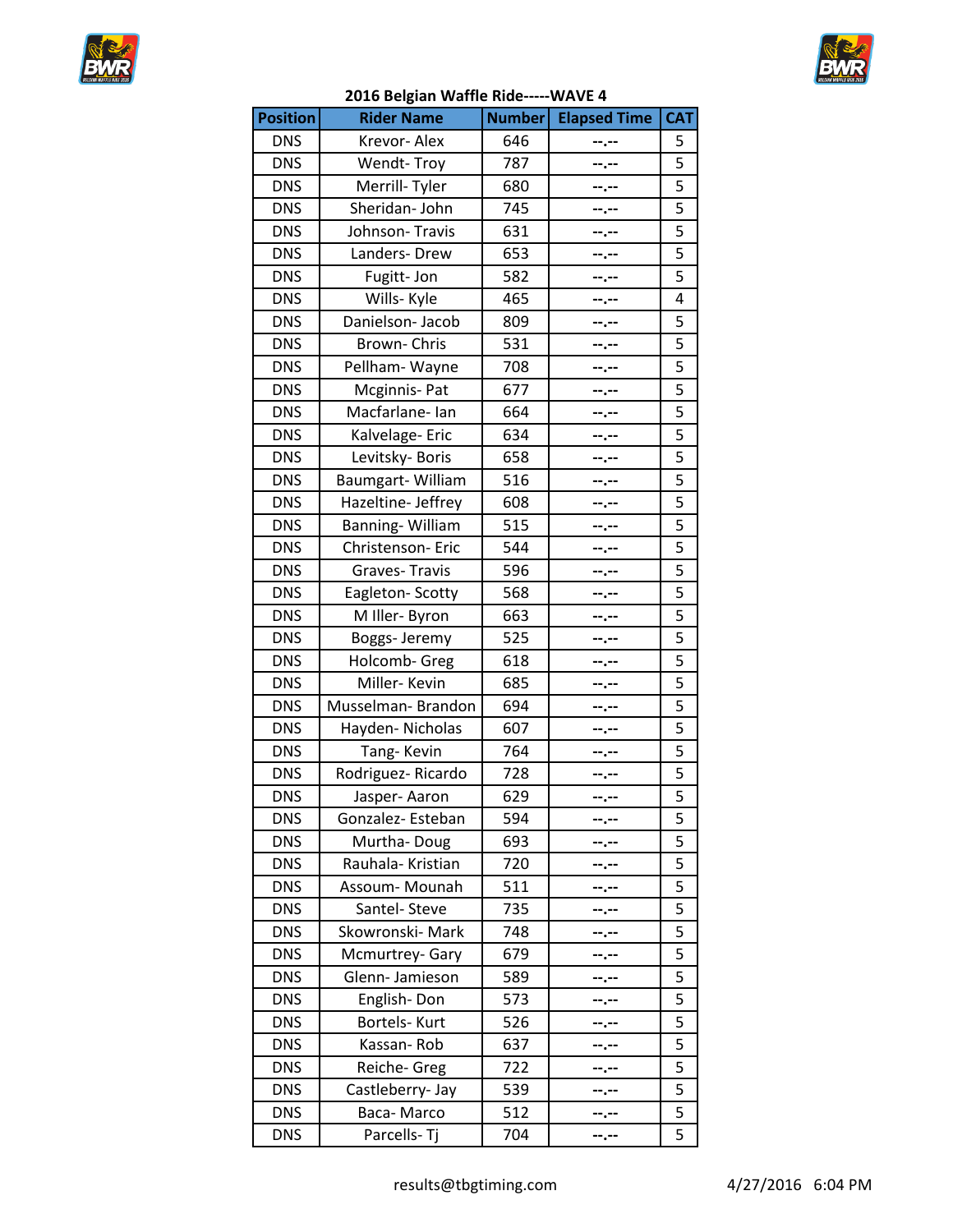# 2016 Belgian Waffle Ride-----WAVE 4

| Position | Rider Name | Number | Elapsed Time | CAT |
|---|---|---|---|---|
| DNS | Krevor- Alex | 646 | --.-- | 5 |
| DNS | Wendt- Troy | 787 | --.-- | 5 |
| DNS | Merrill- Tyler | 680 | --.-- | 5 |
| DNS | Sheridan- John | 745 | --.-- | 5 |
| DNS | Johnson- Travis | 631 | --.-- | 5 |
| DNS | Landers- Drew | 653 | --.-- | 5 |
| DNS | Fugitt- Jon | 582 | --.-- | 5 |
| DNS | Wills- Kyle | 465 | --.-- | 4 |
| DNS | Danielson- Jacob | 809 | --.-- | 5 |
| DNS | Brown- Chris | 531 | --.-- | 5 |
| DNS | Pellham- Wayne | 708 | --.-- | 5 |
| DNS | Mcginnis- Pat | 677 | --.-- | 5 |
| DNS | Macfarlane- Ian | 664 | --.-- | 5 |
| DNS | Kalvelage- Eric | 634 | --.-- | 5 |
| DNS | Levitsky- Boris | 658 | --.-- | 5 |
| DNS | Baumgart- William | 516 | --.-- | 5 |
| DNS | Hazeltine- Jeffrey | 608 | --.-- | 5 |
| DNS | Banning- William | 515 | --.-- | 5 |
| DNS | Christenson- Eric | 544 | --.-- | 5 |
| DNS | Graves- Travis | 596 | --.-- | 5 |
| DNS | Eagleton- Scotty | 568 | --.-- | 5 |
| DNS | M Iller- Byron | 663 | --.-- | 5 |
| DNS | Boggs- Jeremy | 525 | --.-- | 5 |
| DNS | Holcomb- Greg | 618 | --.-- | 5 |
| DNS | Miller- Kevin | 685 | --.-- | 5 |
| DNS | Musselman- Brandon | 694 | --.-- | 5 |
| DNS | Hayden- Nicholas | 607 | --.-- | 5 |
| DNS | Tang- Kevin | 764 | --.-- | 5 |
| DNS | Rodriguez- Ricardo | 728 | --.-- | 5 |
| DNS | Jasper- Aaron | 629 | --.-- | 5 |
| DNS | Gonzalez- Esteban | 594 | --.-- | 5 |
| DNS | Murtha- Doug | 693 | --.-- | 5 |
| DNS | Rauhala- Kristian | 720 | --.-- | 5 |
| DNS | Assoum- Mounah | 511 | --.-- | 5 |
| DNS | Santel- Steve | 735 | --.-- | 5 |
| DNS | Skowronski- Mark | 748 | --.-- | 5 |
| DNS | Mcmurtrey- Gary | 679 | --.-- | 5 |
| DNS | Glenn- Jamieson | 589 | --.-- | 5 |
| DNS | English- Don | 573 | --.-- | 5 |
| DNS | Bortels- Kurt | 526 | --.-- | 5 |
| DNS | Kassan- Rob | 637 | --.-- | 5 |
| DNS | Reiche- Greg | 722 | --.-- | 5 |
| DNS | Castleberry- Jay | 539 | --.-- | 5 |
| DNS | Baca- Marco | 512 | --.-- | 5 |
| DNS | Parcells- Tj | 704 | --.-- | 5 |

results@tbgtiming.com 4/27/2016 6:04 PM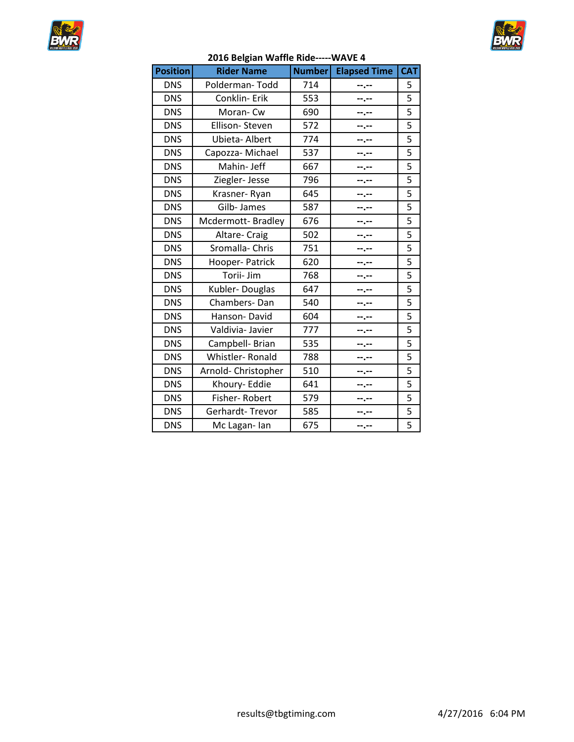### 2016 Belgian Waffle Ride-----WAVE 4

| Position | Rider Name | Number | Elapsed Time | CAT |
|---|---|---|---|---|
| DNS | Polderman- Todd | 714 | --.-- | 5 |
| DNS | Conklin- Erik | 553 | --.-- | 5 |
| DNS | Moran- Cw | 690 | --.-- | 5 |
| DNS | Ellison- Steven | 572 | --.-- | 5 |
| DNS | Ubieta- Albert | 774 | --.-- | 5 |
| DNS | Capozza- Michael | 537 | --.-- | 5 |
| DNS | Mahin- Jeff | 667 | --.-- | 5 |
| DNS | Ziegler- Jesse | 796 | --.-- | 5 |
| DNS | Krasner- Ryan | 645 | --.-- | 5 |
| DNS | Gilb- James | 587 | --.-- | 5 |
| DNS | Mcdermott- Bradley | 676 | --.-- | 5 |
| DNS | Altare- Craig | 502 | --.-- | 5 |
| DNS | Sromalla- Chris | 751 | --.-- | 5 |
| DNS | Hooper- Patrick | 620 | --.-- | 5 |
| DNS | Torii- Jim | 768 | --.-- | 5 |
| DNS | Kubler- Douglas | 647 | --.-- | 5 |
| DNS | Chambers- Dan | 540 | --.-- | 5 |
| DNS | Hanson- David | 604 | --.-- | 5 |
| DNS | Valdivia- Javier | 777 | --.-- | 5 |
| DNS | Campbell- Brian | 535 | --.-- | 5 |
| DNS | Whistler- Ronald | 788 | --.-- | 5 |
| DNS | Arnold- Christopher | 510 | --.-- | 5 |
| DNS | Khoury- Eddie | 641 | --.-- | 5 |
| DNS | Fisher- Robert | 579 | --.-- | 5 |
| DNS | Gerhardt- Trevor | 585 | --.-- | 5 |
| DNS | Mc Lagan- Ian | 675 | --.-- | 5 |

results@tbgtiming.com

4/27/2016 6:04 PM